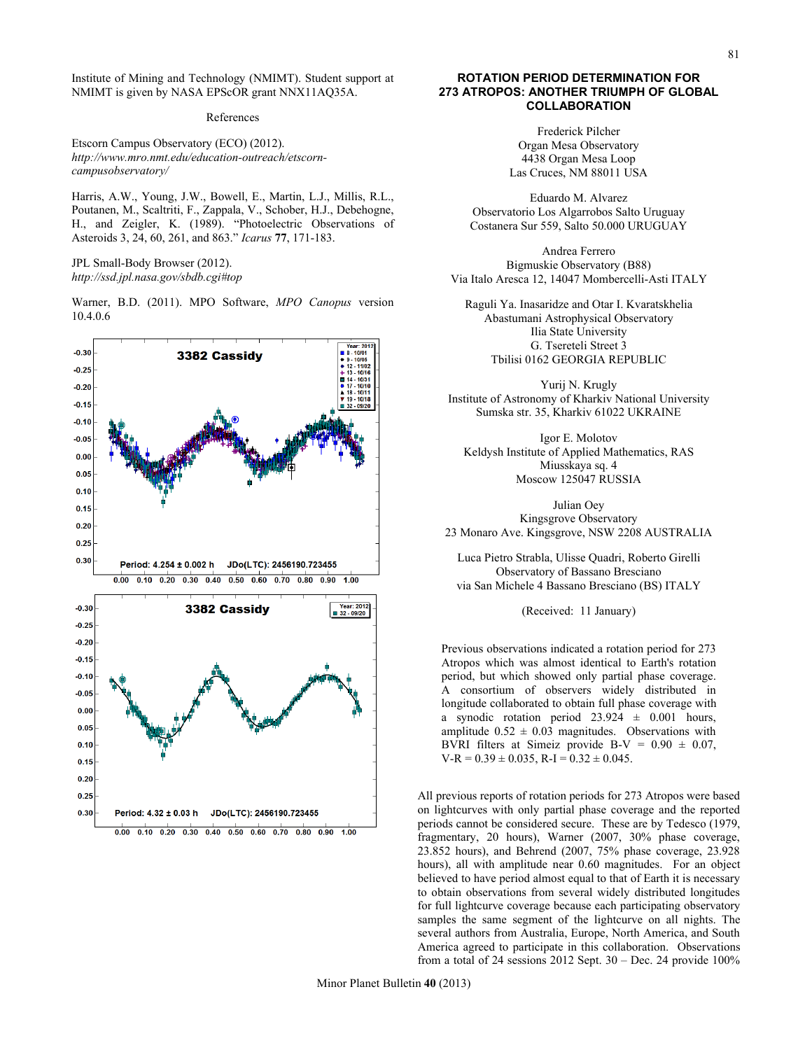Institute of Mining and Technology (NMIMT). Student support at NMIMT is given by NASA EPScOR grant NNX11AQ35A.

### References

Etscorn Campus Observatory (ECO) (2012). *http://www.mro.nmt.edu/education-outreach/etscorn-campusobservatory/*

Harris, A.W., Young, J.W., Bowell, E., Martin, L.J., Millis, R.L., Poutanen, M., Scaltriti, F., Zappala, V., Schober, H.J., Debehogne, H., and Zeigler, K. (1989). "Photoelectric Observations of Asteroids 3, 24, 60, 261, and 863." *Icarus* **77**, 171-183.

JPL Small-Body Browser (2012). *http://ssd.jpl.nasa.gov/sbdb.cgi#top*

Warner, B.D. (2011). MPO Software, *MPO Canopus* version 10.4.0.6

## ROTATION PERIOD DETERMINATION FOR 273 ATROPOS: ANOTHER TRIUMPH OF GLOBAL COLLABORATION

Frederick Pilcher
Organ Mesa Observatory
4438 Organ Mesa Loop
Las Cruces, NM 88011 USA

Eduardo M. Alvarez
Observatorio Los Algarrobos Salto Uruguay
Costanera Sur 559, Salto 50.000 URUGUAY

Andrea Ferrero
Bigmuskie Observatory (B88)
Via Italo Aresca 12, 14047 Mombercelli-Asti ITALY

Raguli Ya. Inasaridze and Otar I. Kvaratskhelia
Abastumani Astrophysical Observatory
Ilia State University
G. Tsereteli Street 3
Tbilisi 0162 GEORGIA REPUBLIC

Yurij N. Krugly
Institute of Astronomy of Kharkiv National University
Sumska str. 35, Kharkiv 61022 UKRAINE

Igor E. Molotov
Keldysh Institute of Applied Mathematics, RAS
Miusskaya sq. 4
Moscow 125047 RUSSIA

Julian Oey
Kingsgrove Observatory
23 Monaro Ave. Kingsgrove, NSW 2208 AUSTRALIA

Luca Pietro Strabla, Ulisse Quadri, Roberto Girelli
Observatory of Bassano Bresciano
via San Michele 4 Bassano Bresciano (BS) ITALY

(Received: 11 January)

Previous observations indicated a rotation period for 273 Atropos which was almost identical to Earth's rotation period, but which showed only partial phase coverage. A consortium of observers widely distributed in longitude collaborated to obtain full phase coverage with a synodic rotation period 23.924 ± 0.001 hours, amplitude 0.52 ± 0.03 magnitudes. Observations with BVRI filters at Simeiz provide B-V = 0.90 ± 0.07, V-R = 0.39 ± 0.035, R-I = 0.32 ± 0.045.

All previous reports of rotation periods for 273 Atropos were based on lightcurves with only partial phase coverage and the reported periods cannot be considered secure. These are by Tedesco (1979, fragmentary, 20 hours), Warner (2007, 30% phase coverage, 23.852 hours), and Behrend (2007, 75% phase coverage, 23.928 hours), all with amplitude near 0.60 magnitudes. For an object believed to have period almost equal to that of Earth it is necessary to obtain observations from several widely distributed longitudes for full lightcurve coverage because each participating observatory samples the same segment of the lightcurve on all nights. The several authors from Australia, Europe, North America, and South America agreed to participate in this collaboration. Observations from a total of 24 sessions 2012 Sept. 30 – Dec. 24 provide 100%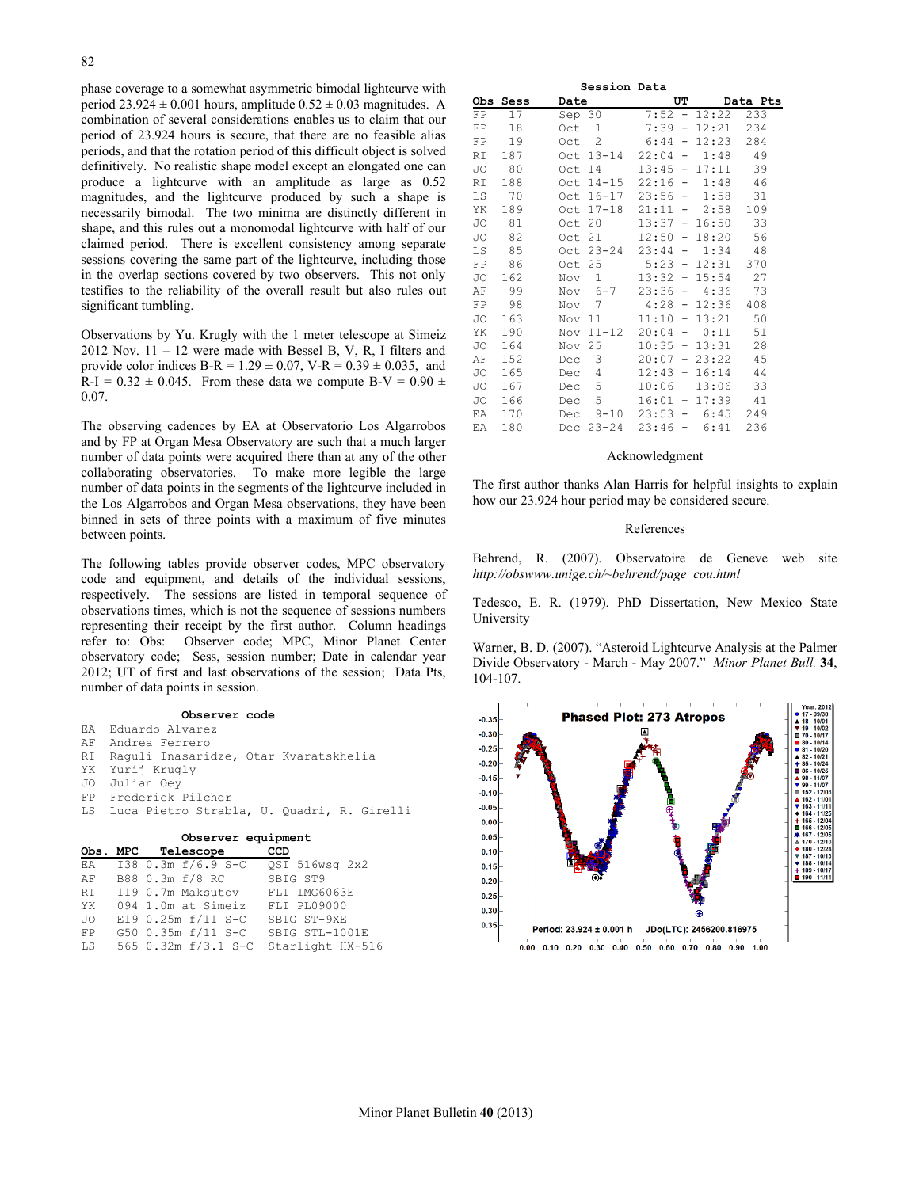phase coverage to a somewhat asymmetric bimodal lightcurve with period 23.924 ± 0.001 hours, amplitude 0.52 ± 0.03 magnitudes. A combination of several considerations enables us to claim that our period of 23.924 hours is secure, that there are no feasible alias periods, and that the rotation period of this difficult object is solved definitively. No realistic shape model except an elongated one can produce a lightcurve with an amplitude as large as 0.52 magnitudes, and the lightcurve produced by such a shape is necessarily bimodal. The two minima are distinctly different in shape, and this rules out a monomodal lightcurve with half of our claimed period. There is excellent consistency among separate sessions covering the same part of the lightcurve, including those in the overlap sections covered by two observers. This not only testifies to the reliability of the overall result but also rules out significant tumbling.

Observations by Yu. Krugly with the 1 meter telescope at Simeiz 2012 Nov. 11 – 12 were made with Bessel B, V, R, I filters and provide color indices B-R = 1.29 ± 0.07, V-R = 0.39 ± 0.035, and R-I = 0.32 ± 0.045. From these data we compute B-V = 0.90 ± 0.07.

The observing cadences by EA at Observatorio Los Algarrobos and by FP at Organ Mesa Observatory are such that a much larger number of data points were acquired there than at any of the other collaborating observatories. To make more legible the large number of data points in the segments of the lightcurve included in the Los Algarrobos and Organ Mesa observations, they have been binned in sets of three points with a maximum of five minutes between points.

The following tables provide observer codes, MPC observatory code and equipment, and details of the individual sessions, respectively. The sessions are listed in temporal sequence of observations times, which is not the sequence of sessions numbers representing their receipt by the first author. Column headings refer to: Obs: Observer code; MPC, Minor Planet Center observatory code; Sess, session number; Date in calendar year 2012; UT of first and last observations of the session; Data Pts, number of data points in session.

**Observer code**

| | |
|---|---|
| EA | Eduardo Alvarez |
| AF | Andrea Ferrero |
| RI | Raguli Inasaridze, Otar Kvaratskhelia |
| YK | Yurij Krugly |
| JO | Julian Oey |
| FP | Frederick Pilcher |
| LS | Luca Pietro Strabla, U. Quadri, R. Girelli |

**Observer equipment**

| Obs. | MPC | Telescope | CCD |
|---|---|---|---|
| EA | I38 | 0.3m f/6.9 S-C | QSI 516wsg 2x2 |
| AF | B88 | 0.3m f/8 RC | SBIG ST9 |
| RI | 119 | 0.7m Maksutov | FLI IMG6063E |
| YK | 094 | 1.0m at Simeiz | FLI PL09000 |
| JO | E19 | 0.25m f/11 S-C | SBIG ST-9XE |
| FP | G50 | 0.35m f/11 S-C | SBIG STL-1001E |
| LS | 565 | 0.32m f/3.1 S-C | Starlight HX-516 |

**Session Data**

| Obs | Sess | Date | UT | Data Pts |
|---|---|---|---|---|
| FP | 17 | Sep 30 | 7:52 – 12:22 | 233 |
| FP | 18 | Oct 1 | 7:39 – 12:21 | 234 |
| FP | 19 | Oct 2 | 6:44 – 12:23 | 284 |
| RI | 187 | Oct 13-14 | 22:04 – 1:48 | 49 |
| JO | 80 | Oct 14 | 13:45 – 17:11 | 39 |
| RI | 188 | Oct 14-15 | 22:16 – 1:48 | 46 |
| LS | 70 | Oct 16-17 | 23:56 – 1:58 | 31 |
| YK | 189 | Oct 17-18 | 21:11 – 2:58 | 109 |
| JO | 81 | Oct 20 | 13:37 – 16:50 | 33 |
| JO | 82 | Oct 21 | 12:50 – 18:20 | 56 |
| LS | 85 | Oct 23-24 | 23:44 – 1:34 | 48 |
| FP | 86 | Oct 25 | 5:23 – 12:31 | 370 |
| JO | 162 | Nov 1 | 13:32 – 15:54 | 27 |
| AF | 99 | Nov 6-7 | 23:36 – 4:36 | 73 |
| FP | 98 | Nov 7 | 4:28 – 12:36 | 408 |
| JO | 163 | Nov 11 | 11:10 – 13:21 | 50 |
| YK | 190 | Nov 11-12 | 20:04 – 0:11 | 51 |
| JO | 164 | Nov 25 | 10:35 – 13:31 | 28 |
| AF | 152 | Dec 3 | 20:07 – 23:22 | 45 |
| JO | 165 | Dec 4 | 12:43 – 16:14 | 44 |
| JO | 167 | Dec 5 | 10:06 – 13:06 | 33 |
| JO | 166 | Dec 5 | 16:01 – 17:39 | 41 |
| EA | 170 | Dec 9-10 | 23:53 – 6:45 | 249 |
| EA | 180 | Dec 23-24 | 23:46 – 6:41 | 236 |

## Acknowledgment

The first author thanks Alan Harris for helpful insights to explain how our 23.924 hour period may be considered secure.

## References

Behrend, R. (2007). Observatoire de Geneve web site *http://obswww.unige.ch/~behrend/page_cou.html*

Tedesco, E. R. (1979). PhD Dissertation, New Mexico State University

Warner, B. D. (2007). "Asteroid Lightcurve Analysis at the Palmer Divide Observatory - March - May 2007." *Minor Planet Bull.* **34**, 104-107.

Phased Plot: 273 Atropos
Period: 23.924 ± 0.001 h JDo(LTC): 2456200.816975